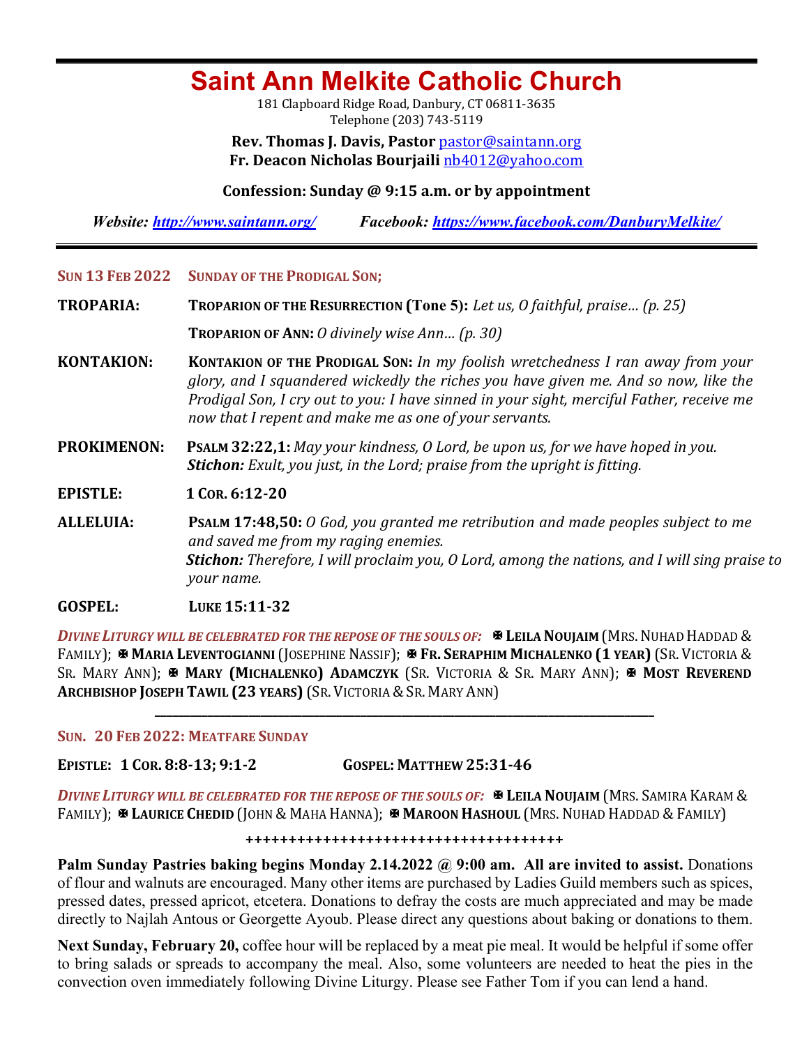# Saint Ann Melkite Catholic Church

181 Clapboard Ridge Road, Danbury, CT 06811-3635
Telephone (203) 743-5119

**Rev. Thomas J. Davis, Pastor** pastor@saintann.org
**Fr. Deacon Nicholas Bourjaili** nb4012@yahoo.com

**Confession: Sunday @ 9:15 a.m. or by appointment**

***Website: http://www.saintann.org/*** ***Facebook: https://www.facebook.com/DanburyMelkite/***

---

**SUN 13 FEB 2022** **SUNDAY OF THE PRODIGAL SON;**

**TROPARIA:** **TROPARION OF THE RESURRECTION (Tone 5):** *Let us, O faithful, praise… (p. 25)*

**TROPARION OF ANN:** *O divinely wise Ann… (p. 30)*

**KONTAKION:** **KONTAKION OF THE PRODIGAL SON:** *In my foolish wretchedness I ran away from your glory, and I squandered wickedly the riches you have given me. And so now, like the Prodigal Son, I cry out to you: I have sinned in your sight, merciful Father, receive me now that I repent and make me as one of your servants.*

**PROKIMENON:** **PSALM 32:22,1:** *May your kindness, O Lord, be upon us, for we have hoped in you.*
***Stichon:*** *Exult, you just, in the Lord; praise from the upright is fitting.*

**EPISTLE:** **1 COR. 6:12-20**

**ALLELUIA:** **PSALM 17:48,50:** *O God, you granted me retribution and made peoples subject to me and saved me from my raging enemies.*
***Stichon:*** *Therefore, I will proclaim you, O Lord, among the nations, and I will sing praise to your name.*

**GOSPEL:** **LUKE 15:11-32**

*DIVINE LITURGY WILL BE CELEBRATED FOR THE REPOSE OF THE SOULS OF:* ✠ **LEILA NOUJAIM** (MRS. NUHAD HADDAD & FAMILY); ✠ **MARIA LEVENTOGIANNI** (JOSEPHINE NASSIF); ✠ **FR. SERAPHIM MICHALENKO (1 YEAR)** (SR. VICTORIA & SR. MARY ANN); ✠ **MARY (MICHALENKO) ADAMCZYK** (SR. VICTORIA & SR. MARY ANN); ✠ **MOST REVEREND ARCHBISHOP JOSEPH TAWIL (23 YEARS)** (SR. VICTORIA & SR. MARY ANN)

---

**SUN. 20 FEB 2022: MEATFARE SUNDAY**

**EPISTLE: 1 COR. 8:8-13; 9:1-2** **GOSPEL: MATTHEW 25:31-46**

*DIVINE LITURGY WILL BE CELEBRATED FOR THE REPOSE OF THE SOULS OF:* ✠ **LEILA NOUJAIM** (MRS. SAMIRA KARAM & FAMILY); ✠ **LAURICE CHEDID** (JOHN & MAHA HANNA); ✠ **MAROON HASHOUL** (MRS. NUHAD HADDAD & FAMILY)

+++++++++++++++++++++++++++++++++++++

**Palm Sunday Pastries baking begins Monday 2.14.2022 @ 9:00 am. All are invited to assist.** Donations of flour and walnuts are encouraged. Many other items are purchased by Ladies Guild members such as spices, pressed dates, pressed apricot, etcetera. Donations to defray the costs are much appreciated and may be made directly to Najlah Antous or Georgette Ayoub. Please direct any questions about baking or donations to them.

**Next Sunday, February 20,** coffee hour will be replaced by a meat pie meal. It would be helpful if some offer to bring salads or spreads to accompany the meal. Also, some volunteers are needed to heat the pies in the convection oven immediately following Divine Liturgy. Please see Father Tom if you can lend a hand.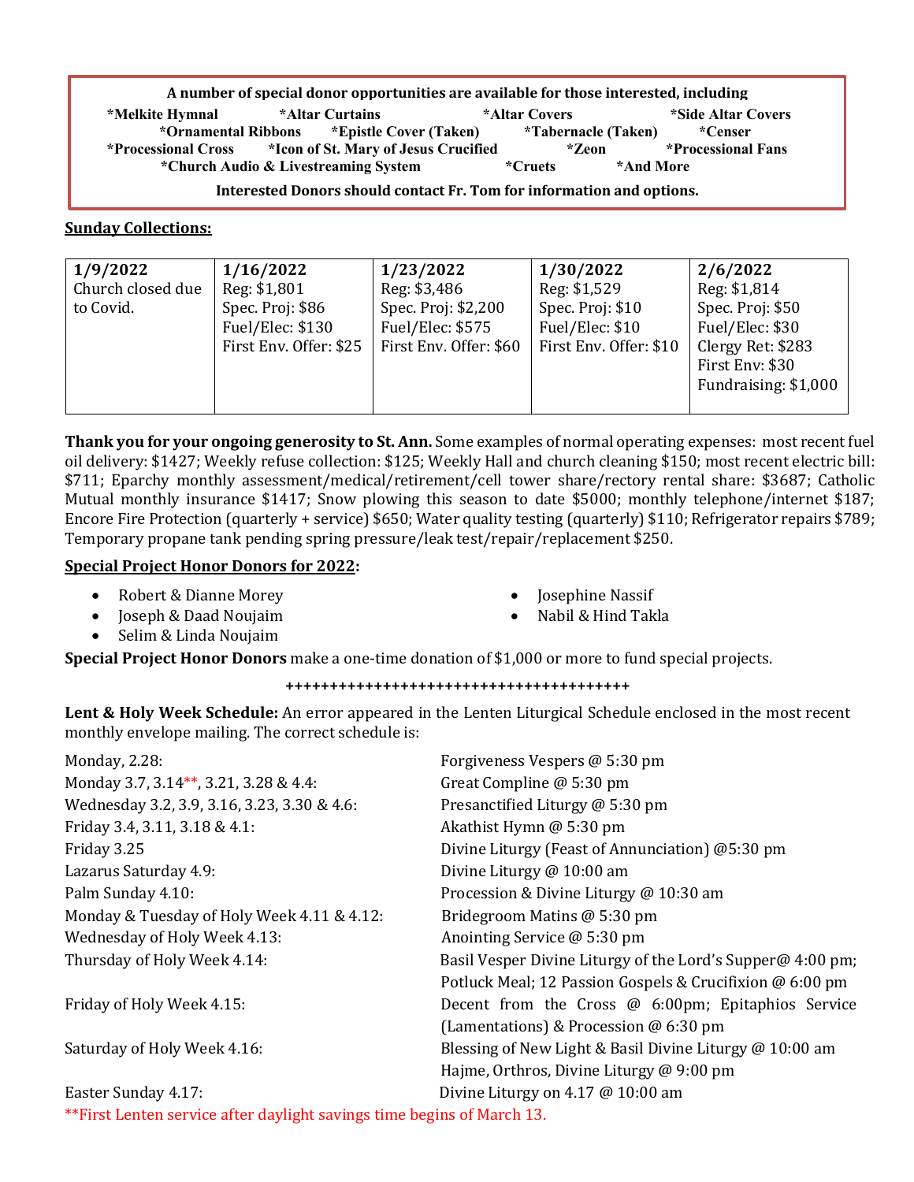**A number of special donor opportunities are available for those interested, including**

**\*Melkite Hymnal \*Altar Curtains \*Altar Covers \*Side Altar Covers**
**\*Ornamental Ribbons \*Epistle Cover (Taken) \*Tabernacle (Taken) \*Censer**
**\*Processional Cross \*Icon of St. Mary of Jesus Crucified \*Zeon \*Processional Fans**
**\*Church Audio & Livestreaming System \*Cruets \*And More**

**Interested Donors should contact Fr. Tom for information and options.**

**Sunday Collections:**

| 1/9/2022 | 1/16/2022 | 1/23/2022 | 1/30/2022 | 2/6/2022 |
|---|---|---|---|---|
| Church closed due to Covid. | Reg: $1,801<br>Spec. Proj: $86<br>Fuel/Elec: $130<br>First Env. Offer: $25 | Reg: $3,486<br>Spec. Proj: $2,200<br>Fuel/Elec: $575<br>First Env. Offer: $60 | Reg: $1,529<br>Spec. Proj: $10<br>Fuel/Elec: $10<br>First Env. Offer: $10 | Reg: $1,814<br>Spec. Proj: $50<br>Fuel/Elec: $30<br>Clergy Ret: $283<br>First Env: $30<br>Fundraising: $1,000 |

**Thank you for your ongoing generosity to St. Ann.** Some examples of normal operating expenses: most recent fuel oil delivery: $1427; Weekly refuse collection: $125; Weekly Hall and church cleaning $150; most recent electric bill: $711; Eparchy monthly assessment/medical/retirement/cell tower share/rectory rental share: $3687; Catholic Mutual monthly insurance $1417; Snow plowing this season to date $5000; monthly telephone/internet $187; Encore Fire Protection (quarterly + service) $650; Water quality testing (quarterly) $110; Refrigerator repairs $789; Temporary propane tank pending spring pressure/leak test/repair/replacement $250.

**Special Project Honor Donors for 2022:**

- Robert & Dianne Morey
- Joseph & Daad Noujaim
- Selim & Linda Noujaim
- Josephine Nassif
- Nabil & Hind Takla

**Special Project Honor Donors** make a one-time donation of $1,000 or more to fund special projects.

++++++++++++++++++++++++++++++++++++++++

**Lent & Holy Week Schedule:** An error appeared in the Lenten Liturgical Schedule enclosed in the most recent monthly envelope mailing. The correct schedule is:

| | |
|---|---|
| Monday, 2.28: | Forgiveness Vespers @ 5:30 pm |
| Monday 3.7, 3.14**, 3.21, 3.28 & 4.4: | Great Compline @ 5:30 pm |
| Wednesday 3.2, 3.9, 3.16, 3.23, 3.30 & 4.6: | Presanctified Liturgy @ 5:30 pm |
| Friday 3.4, 3.11, 3.18 & 4.1: | Akathist Hymn @ 5:30 pm |
| Friday 3.25 | Divine Liturgy (Feast of Annunciation) @5:30 pm |
| Lazarus Saturday 4.9: | Divine Liturgy @ 10:00 am |
| Palm Sunday 4.10: | Procession & Divine Liturgy @ 10:30 am |
| Monday & Tuesday of Holy Week 4.11 & 4.12: | Bridegroom Matins @ 5:30 pm |
| Wednesday of Holy Week 4.13: | Anointing Service @ 5:30 pm |
| Thursday of Holy Week 4.14: | Basil Vesper Divine Liturgy of the Lord's Supper@ 4:00 pm; Potluck Meal; 12 Passion Gospels & Crucifixion @ 6:00 pm |
| Friday of Holy Week 4.15: | Decent from the Cross @ 6:00pm; Epitaphios Service (Lamentations) & Procession @ 6:30 pm |
| Saturday of Holy Week 4.16: | Blessing of New Light & Basil Divine Liturgy @ 10:00 am<br>Hajme, Orthros, Divine Liturgy @ 9:00 pm |
| Easter Sunday 4.17: | Divine Liturgy on 4.17 @ 10:00 am |

**First Lenten service after daylight savings time begins of March 13.